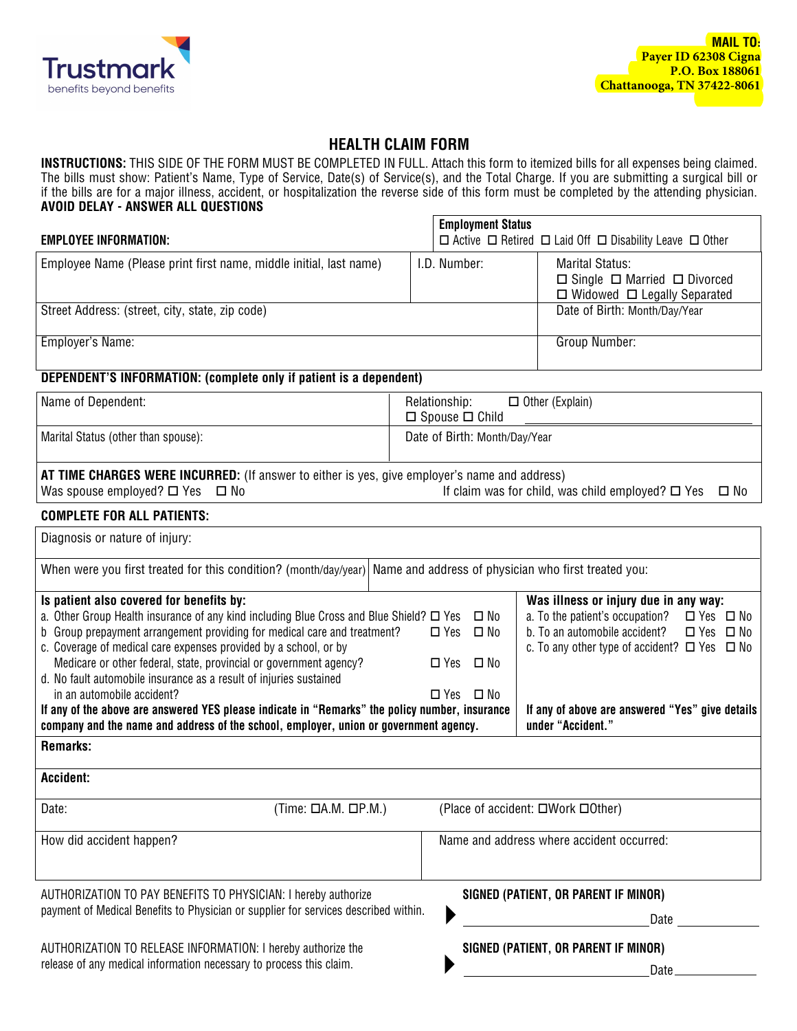Trustmark
benefits beyond benefits

**MAIL TO:**
**Payer ID 62308 Cigna**
**P.O. Box 188061**
**Chattanooga, TN 37422-8061**

# HEALTH CLAIM FORM

**INSTRUCTIONS:** THIS SIDE OF THE FORM MUST BE COMPLETED IN FULL. Attach this form to itemized bills for all expenses being claimed. The bills must show: Patient's Name, Type of Service, Date(s) of Service(s), and the Total Charge. If you are submitting a surgical bill or if the bills are for a major illness, accident, or hospitalization the reverse side of this form must be completed by the attending physician.
**AVOID DELAY - ANSWER ALL QUESTIONS**

**EMPLOYEE INFORMATION:**

**Employment Status**
☐ Active ☐ Retired ☐ Laid Off ☐ Disability Leave ☐ Other

| Employee Name (Please print first name, middle initial, last name) | I.D. Number: | Marital Status: ☐ Single ☐ Married ☐ Divorced ☐ Widowed ☐ Legally Separated |
|---|---|---|
| Street Address: (street, city, state, zip code) | | Date of Birth: Month/Day/Year |
| Employer's Name: | | Group Number: |

**DEPENDENT'S INFORMATION: (complete only if patient is a dependent)**

| Name of Dependent: | Relationship: ☐ Spouse ☐ Child ☐ Other (Explain) ______ |
|---|---|
| Marital Status (other than spouse): | Date of Birth: Month/Day/Year |

**AT TIME CHARGES WERE INCURRED:** (If answer to either is yes, give employer's name and address)
Was spouse employed? ☐ Yes ☐ No
If claim was for child, was child employed? ☐ Yes ☐ No

**COMPLETE FOR ALL PATIENTS:**

Diagnosis or nature of injury:

| When were you first treated for this condition? (month/day/year) | Name and address of physician who first treated you: |
|---|---|

**Is patient also covered for benefits by:**

a. Other Group Health insurance of any kind including Blue Cross and Blue Shield? ☐ Yes ☐ No
b Group prepayment arrangement providing for medical care and treatment? ☐ Yes ☐ No
c. Coverage of medical care expenses provided by a school, or by Medicare or other federal, state, provincial or government agency? ☐ Yes ☐ No
d. No fault automobile insurance as a result of injuries sustained in an automobile accident? ☐ Yes ☐ No

**If any of the above are answered YES please indicate in "Remarks" the policy number, insurance company and the name and address of the school, employer, union or government agency.**

**Was illness or injury due in any way:**

a. To the patient's occupation? ☐ Yes ☐ No
b. To an automobile accident? ☐ Yes ☐ No
c. To any other type of accident? ☐ Yes ☐ No

**If any of above are answered "Yes" give details under "Accident."**

**Remarks:**

**Accident:**

Date: (Time: ☐A.M. ☐P.M.) (Place of accident: ☐Work ☐Other)

| How did accident happen? | Name and address where accident occurred: |
|---|---|

AUTHORIZATION TO PAY BENEFITS TO PHYSICIAN: I hereby authorize payment of Medical Benefits to Physician or supplier for services described within.

**SIGNED (PATIENT, OR PARENT IF MINOR)**
▶ ______________________ Date __________

AUTHORIZATION TO RELEASE INFORMATION: I hereby authorize the release of any medical information necessary to process this claim.

**SIGNED (PATIENT, OR PARENT IF MINOR)**
▶ ______________________ Date __________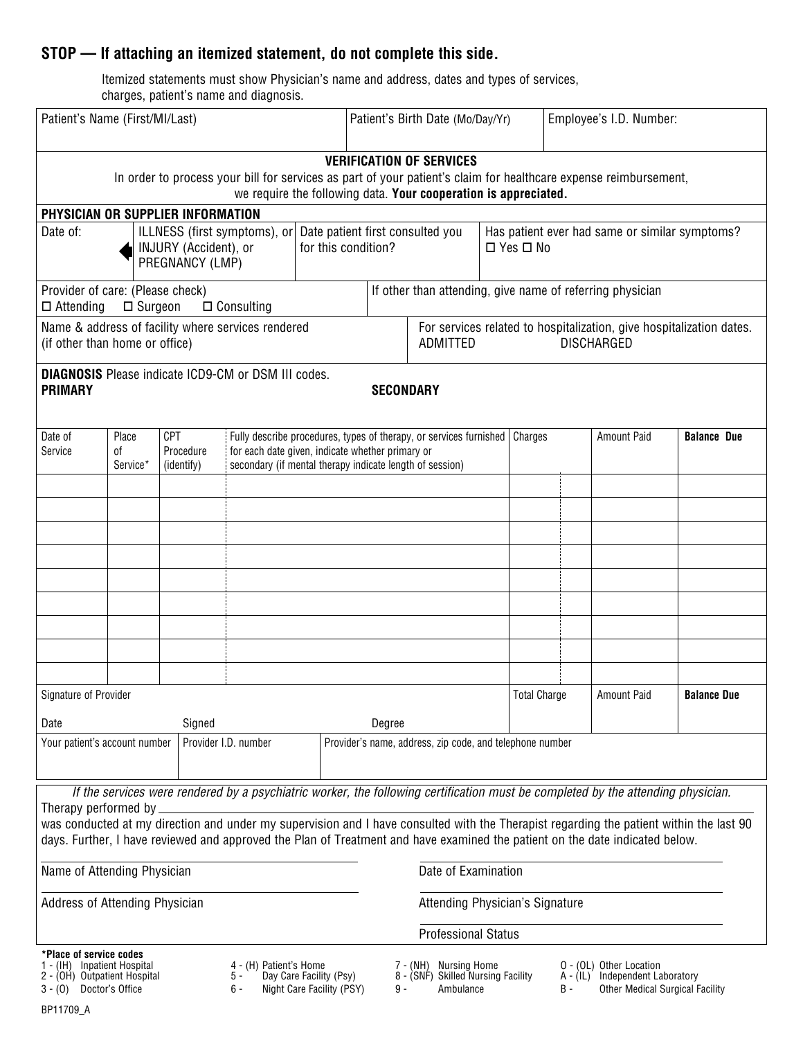## STOP — If attaching an itemized statement, do not complete this side.

Itemized statements must show Physician's name and address, dates and types of services, charges, patient's name and diagnosis.

| Patient's Name (First/MI/Last) | Patient's Birth Date (Mo/Day/Yr) | Employee's I.D. Number: |
|---|---|---|
| | | |

**VERIFICATION OF SERVICES**

In order to process your bill for services as part of your patient's claim for healthcare expense reimbursement, we require the following data. **Your cooperation is appreciated.**

**PHYSICIAN OR SUPPLIER INFORMATION**

| Date of: | ILLNESS (first symptoms), or INJURY (Accident), or PREGNANCY (LMP) | Date patient first consulted you for this condition? | Has patient ever had same or similar symptoms? ☐ Yes ☐ No |
|---|---|---|---|
| | | | |

| Provider of care: (Please check) ☐ Attending ☐ Surgeon ☐ Consulting | If other than attending, give name of referring physician |
|---|---|
| | |

| Name & address of facility where services rendered (if other than home or office) | For services related to hospitalization, give hospitalization dates. ADMITTED DISCHARGED |
|---|---|
| | |

**DIAGNOSIS** Please indicate ICD9-CM or DSM III codes.

**PRIMARY** **SECONDARY**

| Date of Service | Place of Service* | CPT Procedure (identify) | Fully describe procedures, types of therapy, or services furnished for each date given, indicate whether primary or secondary (if mental therapy indicate length of session) | Charges | Amount Paid | **Balance Due** |
|---|---|---|---|---|---|---|
| | | | | | | |
| | | | | | | |
| | | | | | | |
| | | | | | | |
| | | | | | | |
| | | | | | | |
| | | | | | | |
| | | | | | | |
| | | | | | | |

| Signature of Provider<br>Date Signed Degree | Total Charge | Amount Paid | **Balance Due** |
|---|---|---|---|
| | | | |

| Your patient's account number | Provider I.D. number | Provider's name, address, zip code, and telephone number |
|---|---|---|
| | | |

*If the services were rendered by a psychiatric worker, the following certification must be completed by the attending physician.*

Therapy performed by ______________________________

was conducted at my direction and under my supervision and I have consulted with the Therapist regarding the patient within the last 90 days. Further, I have reviewed and approved the Plan of Treatment and have examined the patient on the date indicated below.

Name of Attending Physician ______________________________

Date of Examination ______________________________

Address of Attending Physician ______________________________

Attending Physician's Signature ______________________________

Professional Status ______________________________

**\*Place of service codes**

1 - (IH) Inpatient Hospital
2 - (OH) Outpatient Hospital
3 - (O) Doctor's Office
4 - (H) Patient's Home
5 - Day Care Facility (Psy)
6 - Night Care Facility (PSY)
7 - (NH) Nursing Home
8 - (SNF) Skilled Nursing Facility
9 - Ambulance
O - (OL) Other Location
A - (IL) Independent Laboratory
B - Other Medical Surgical Facility

BP11709_A